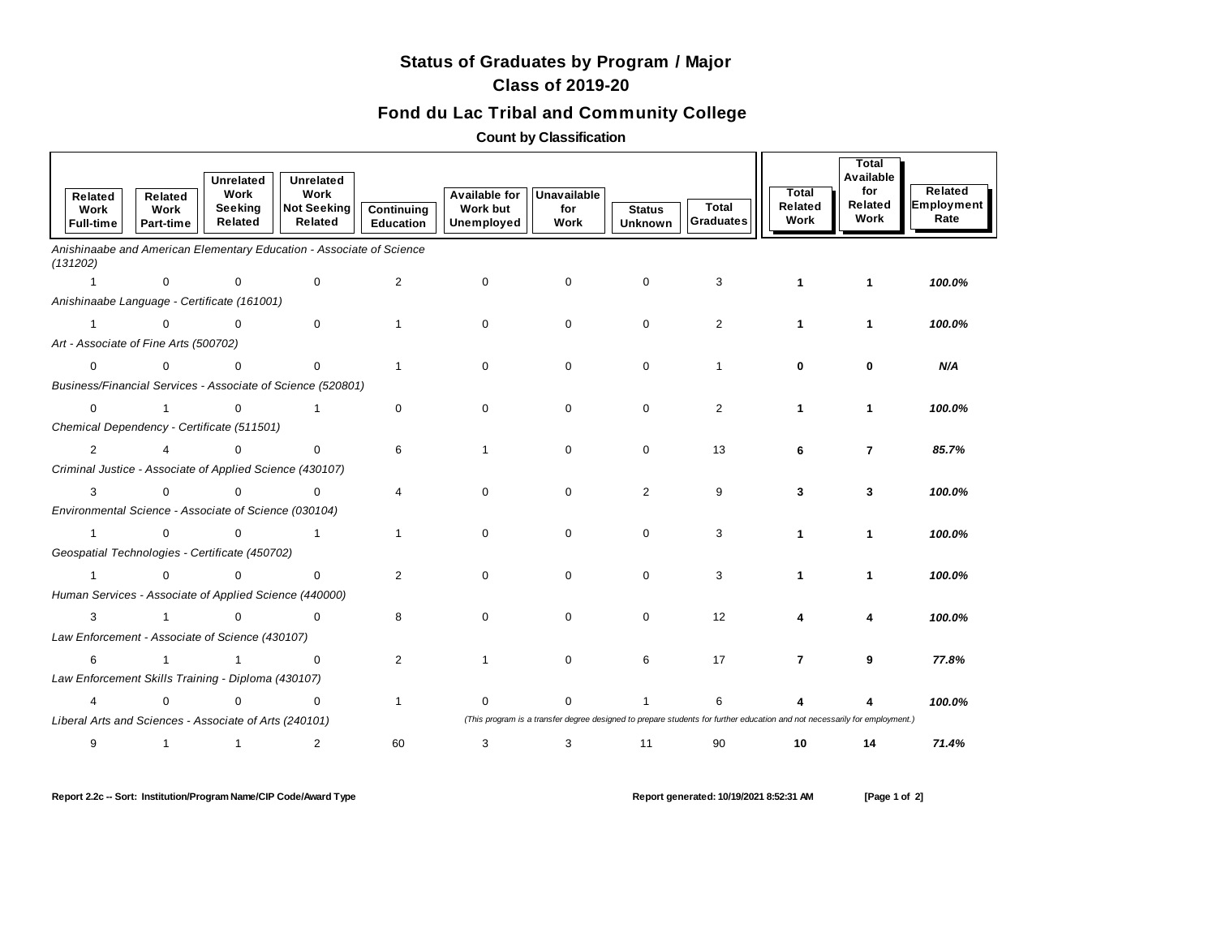# Status of Graduates by Program / Major

## Class of 2019-20

## Fond du Lac Tribal and Community College

### Count by Classification

| Related Work Full-time | Related Work Part-time | Unrelated Work Seeking Related | Unrelated Work Not Seeking Related | Continuing Education | Available for Work but Unemployed | Unavailable for Work | Status Unknown | Total Graduates | Total Related Work | Total Available for Related Work | Related Employment Rate |
|---|---|---|---|---|---|---|---|---|---|---|---|
| *Anishinaabe and American Elementary Education - Associate of Science (131202)* | | | | | | | | | | | |
| 1 | 0 | 0 | 0 | 2 | 0 | 0 | 0 | 3 | **1** | **1** | ***100.0%*** |
| *Anishinaabe Language - Certificate (161001)* | | | | | | | | | | | |
| 1 | 0 | 0 | 0 | 1 | 0 | 0 | 0 | 2 | **1** | **1** | ***100.0%*** |
| *Art - Associate of Fine Arts (500702)* | | | | | | | | | | | |
| 0 | 0 | 0 | 0 | 1 | 0 | 0 | 0 | 1 | **0** | **0** | ***N/A*** |
| *Business/Financial Services - Associate of Science (520801)* | | | | | | | | | | | |
| 0 | 1 | 0 | 1 | 0 | 0 | 0 | 0 | 2 | **1** | **1** | ***100.0%*** |
| *Chemical Dependency - Certificate (511501)* | | | | | | | | | | | |
| 2 | 4 | 0 | 0 | 6 | 1 | 0 | 0 | 13 | **6** | **7** | ***85.7%*** |
| *Criminal Justice - Associate of Applied Science (430107)* | | | | | | | | | | | |
| 3 | 0 | 0 | 0 | 4 | 0 | 0 | 2 | 9 | **3** | **3** | ***100.0%*** |
| *Environmental Science - Associate of Science (030104)* | | | | | | | | | | | |
| 1 | 0 | 0 | 1 | 1 | 0 | 0 | 0 | 3 | **1** | **1** | ***100.0%*** |
| *Geospatial Technologies - Certificate (450702)* | | | | | | | | | | | |
| 1 | 0 | 0 | 0 | 2 | 0 | 0 | 0 | 3 | **1** | **1** | ***100.0%*** |
| *Human Services - Associate of Applied Science (440000)* | | | | | | | | | | | |
| 3 | 1 | 0 | 0 | 8 | 0 | 0 | 0 | 12 | **4** | **4** | ***100.0%*** |
| *Law Enforcement - Associate of Science (430107)* | | | | | | | | | | | |
| 6 | 1 | 1 | 0 | 2 | 1 | 0 | 6 | 17 | **7** | **9** | ***77.8%*** |
| *Law Enforcement Skills Training - Diploma (430107)* | | | | | | | | | | | |
| 4 | 0 | 0 | 0 | 1 | 0 | 0 | 1 | 6 | **4** | **4** | ***100.0%*** |
| *Liberal Arts and Sciences - Associate of Arts (240101)* | | | | | *(This program is a transfer degree designed to prepare students for further education and not necessarily for employment.)* | | | | | | |
| 9 | 1 | 1 | 2 | 60 | 3 | 3 | 11 | 90 | **10** | **14** | ***71.4%*** |

**Report 2.2c -- Sort: Institution/Program Name/CIP Code/Award Type** | **Report generated: 10/19/2021 8:52:31 AM**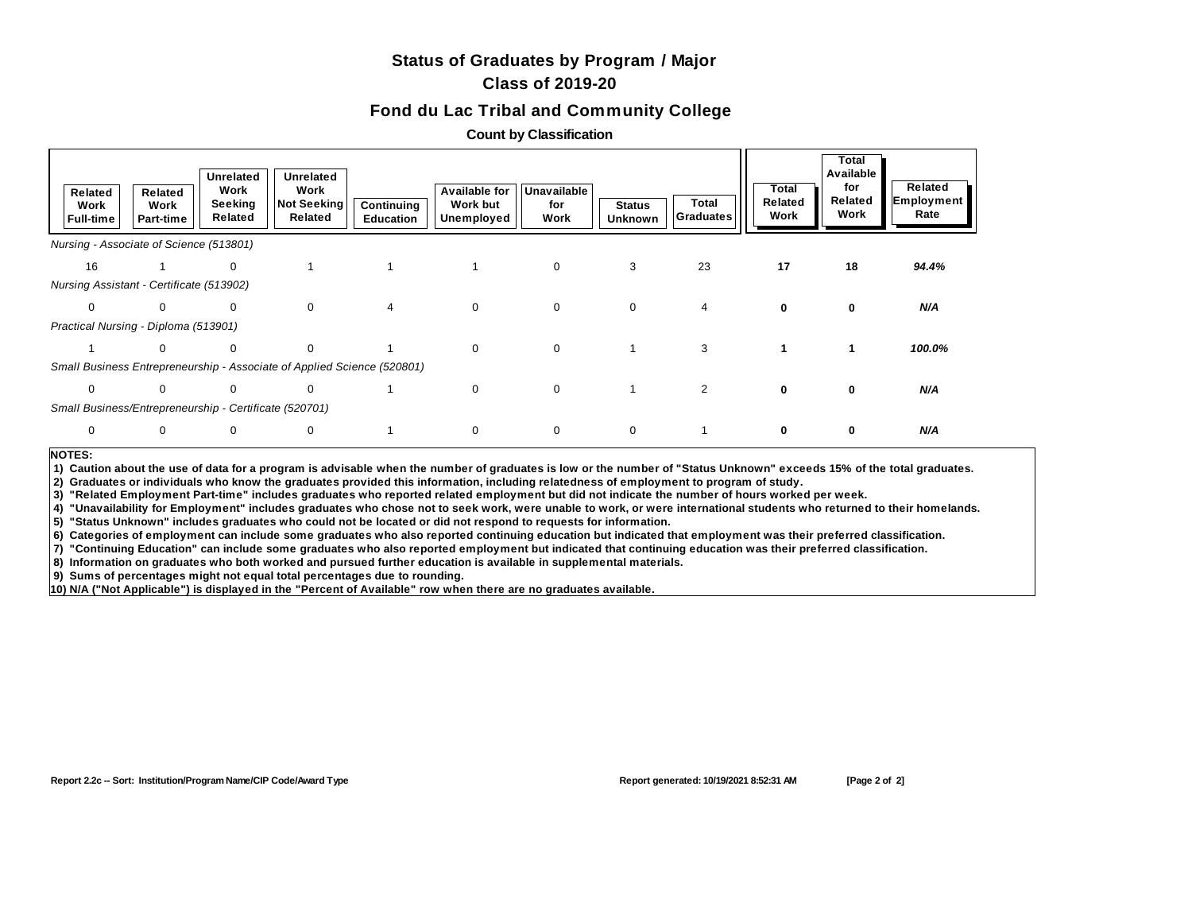# Status of Graduates by Program / Major

## Class of 2019-20

## Fond du Lac Tribal and Community College

### Count by Classification

| Related Work Full-time | Related Work Part-time | Unrelated Work Seeking Related | Unrelated Work Not Seeking Related | Continuing Education | Available for Work but Unemployed | Unavailable for Work | Status Unknown | Total Graduates | Total Related Work | Total Available for Related Work | Related Employment Rate |
|---|---|---|---|---|---|---|---|---|---|---|---|
| *Nursing - Associate of Science (513801)* | | | | | | | | | | | |
| 16 | 1 | 0 | 1 | 1 | 1 | 0 | 3 | 23 | **17** | **18** | ***94.4%*** |
| *Nursing Assistant - Certificate (513902)* | | | | | | | | | | | |
| 0 | 0 | 0 | 0 | 4 | 0 | 0 | 0 | 4 | **0** | **0** | ***N/A*** |
| *Practical Nursing - Diploma (513901)* | | | | | | | | | | | |
| 1 | 0 | 0 | 0 | 1 | 0 | 0 | 1 | 3 | **1** | **1** | ***100.0%*** |
| *Small Business Entrepreneurship - Associate of Applied Science (520801)* | | | | | | | | | | | |
| 0 | 0 | 0 | 0 | 1 | 0 | 0 | 1 | 2 | **0** | **0** | ***N/A*** |
| *Small Business/Entrepreneurship - Certificate (520701)* | | | | | | | | | | | |
| 0 | 0 | 0 | 0 | 1 | 0 | 0 | 0 | 1 | **0** | **0** | ***N/A*** |

**NOTES:**

1) Caution about the use of data for a program is advisable when the number of graduates is low or the number of "Status Unknown" exceeds 15% of the total graduates.
2) Graduates or individuals who know the graduates provided this information, including relatedness of employment to program of study.
3) "Related Employment Part-time" includes graduates who reported related employment but did not indicate the number of hours worked per week.
4) "Unavailability for Employment" includes graduates who chose not to seek work, were unable to work, or were international students who returned to their homelands.
5) "Status Unknown" includes graduates who could not be located or did not respond to requests for information.
6) Categories of employment can include some graduates who also reported continuing education but indicated that employment was their preferred classification.
7) "Continuing Education" can include some graduates who also reported employment but indicated that continuing education was their preferred classification.
8) Information on graduates who both worked and pursued further education is available in supplemental materials.
9) Sums of percentages might not equal total percentages due to rounding.
10) N/A ("Not Applicable") is displayed in the "Percent of Available" row when there are no graduates available.

Report 2.2c -- Sort: Institution/Program Name/CIP Code/Award Type

Report generated: 10/19/2021 8:52:31 AM